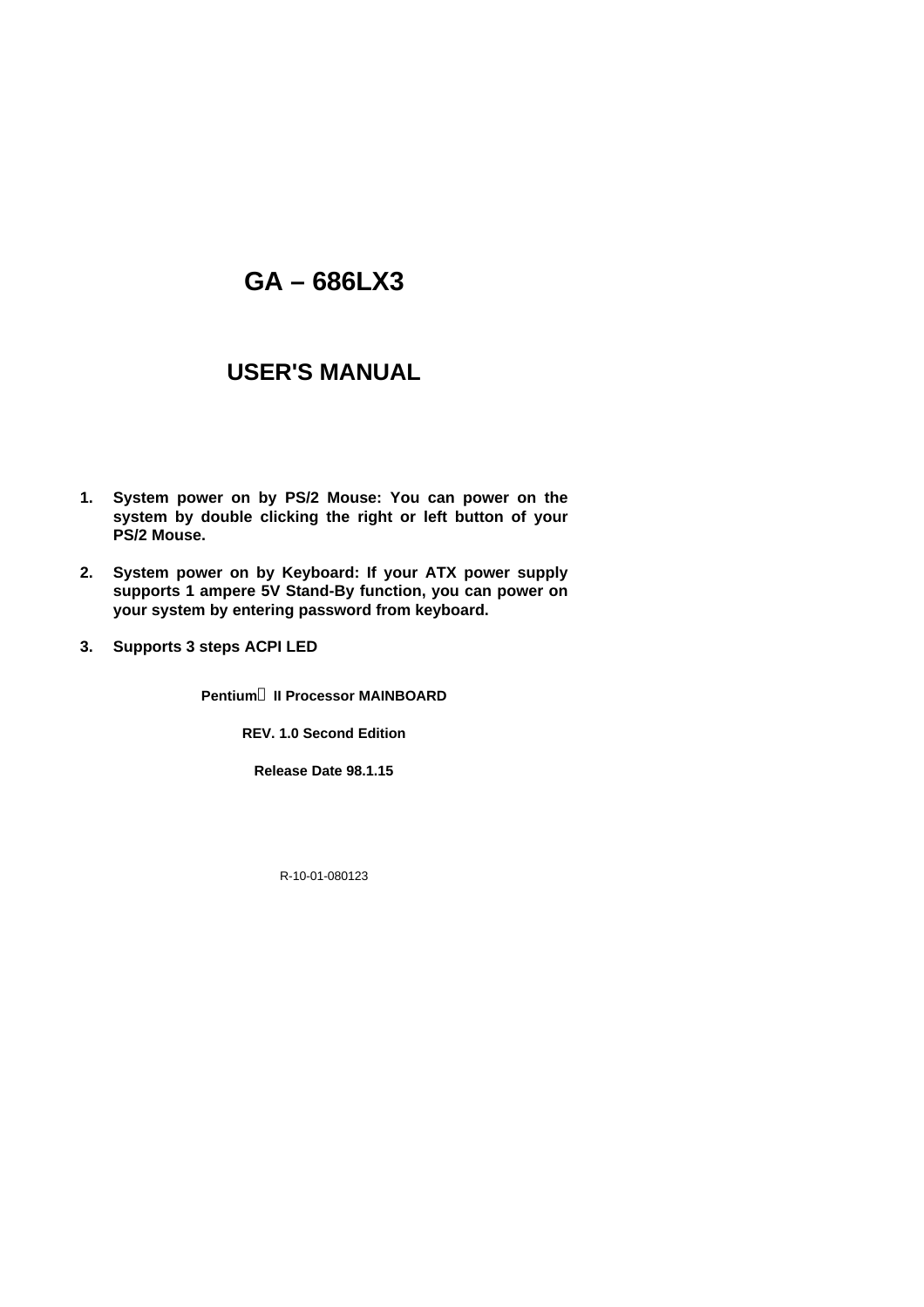# GA – 686LX3

# USER'S MANUAL

1. **System power on by PS/2 Mouse: You can power on the system by double clicking the right or left button of your PS/2 Mouse.**

2. **System power on by Keyboard: If your ATX power supply supports 1 ampere 5V Stand-By function, you can power on your system by entering password from keyboard.**

3. **Supports 3 steps ACPI LED**

**Pentium® II Processor MAINBOARD**

**REV. 1.0 Second Edition**

**Release Date 98.1.15**

R-10-01-080123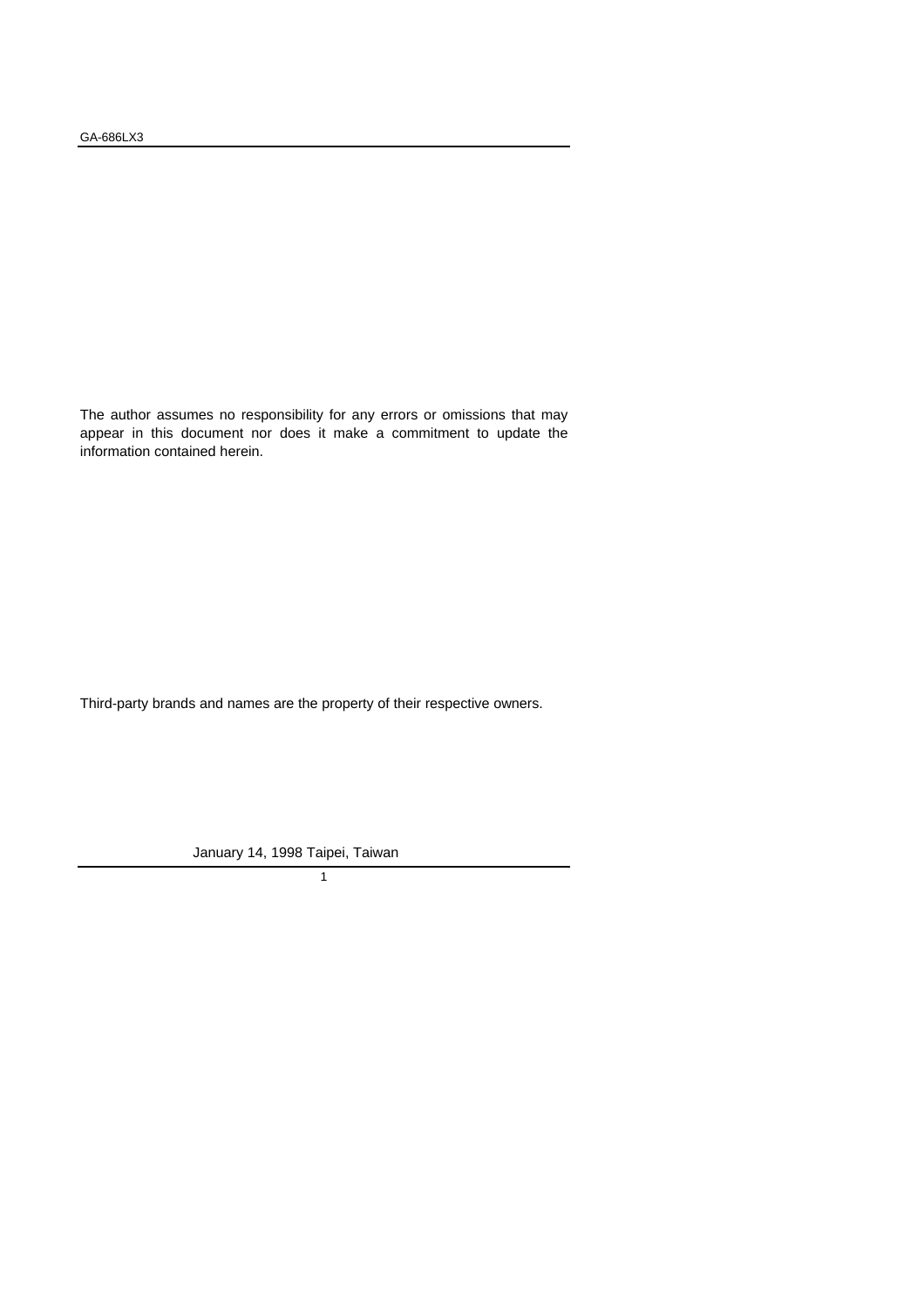The author assumes no responsibility for any errors or omissions that may appear in this document nor does it make a commitment to update the information contained herein.

Third-party brands and names are the property of their respective owners.

January 14, 1998 Taipei, Taiwan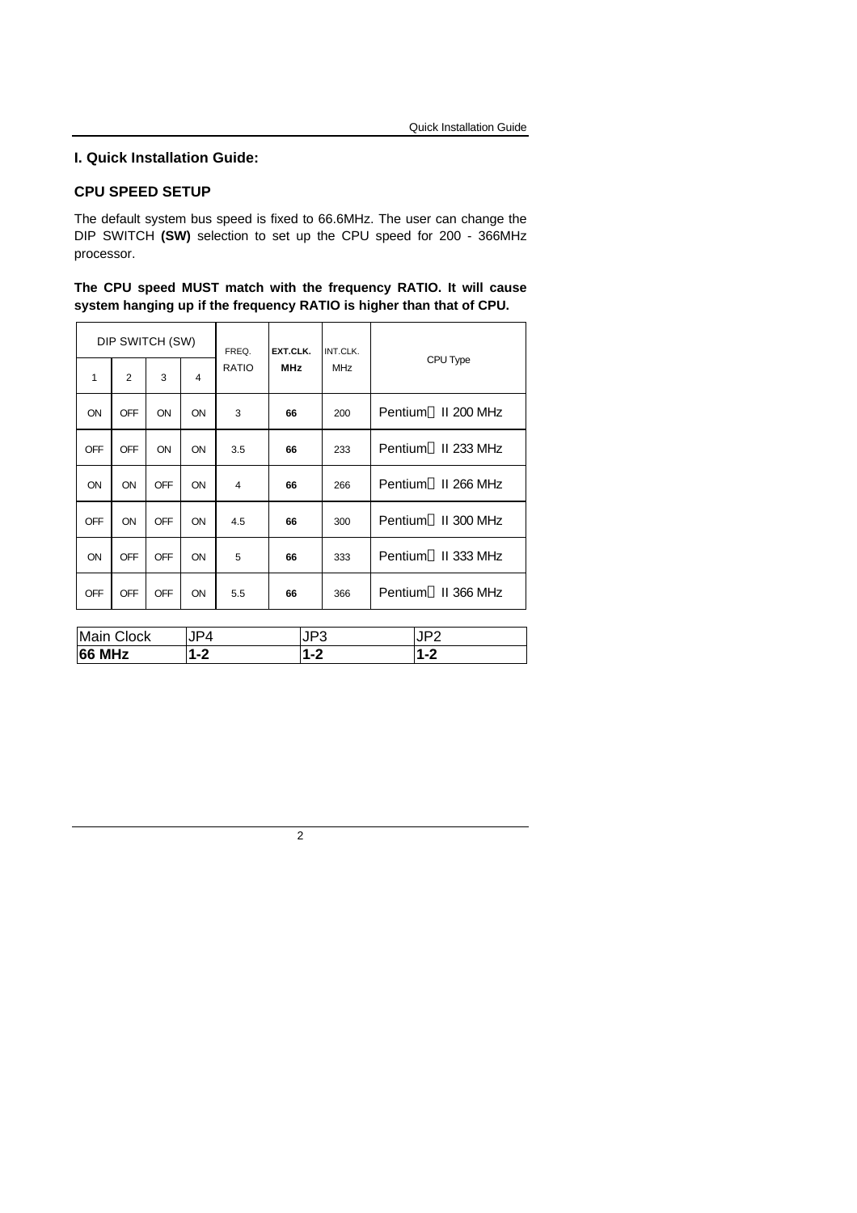# I. Quick Installation Guide:

## CPU SPEED SETUP

The default system bus speed is fixed to 66.6MHz. The user can change the DIP SWITCH **(SW)** selection to set up the CPU speed for 200 - 366MHz processor.

**The CPU speed MUST match with the frequency RATIO. It will cause system hanging up if the frequency RATIO is higher than that of CPU.**

| DIP SWITCH (SW) | | | | FREQ. RATIO | EXT.CLK. MHz | INT.CLK. MHz | CPU Type |
|---|---|---|---|---|---|---|---|
| 1 | 2 | 3 | 4 | | | | |
| ON | OFF | ON | ON | 3 | 66 | 200 | Pentium II 200 MHz |
| OFF | OFF | ON | ON | 3.5 | 66 | 233 | Pentium II 233 MHz |
| ON | ON | OFF | ON | 4 | 66 | 266 | Pentium II 266 MHz |
| OFF | ON | OFF | ON | 4.5 | 66 | 300 | Pentium II 300 MHz |
| ON | OFF | OFF | ON | 5 | 66 | 333 | Pentium II 333 MHz |
| OFF | OFF | OFF | ON | 5.5 | 66 | 366 | Pentium II 366 MHz |

| Main Clock | JP4 | JP3 | JP2 |
|---|---|---|---|
| **66 MHz** | **1-2** | **1-2** | **1-2** |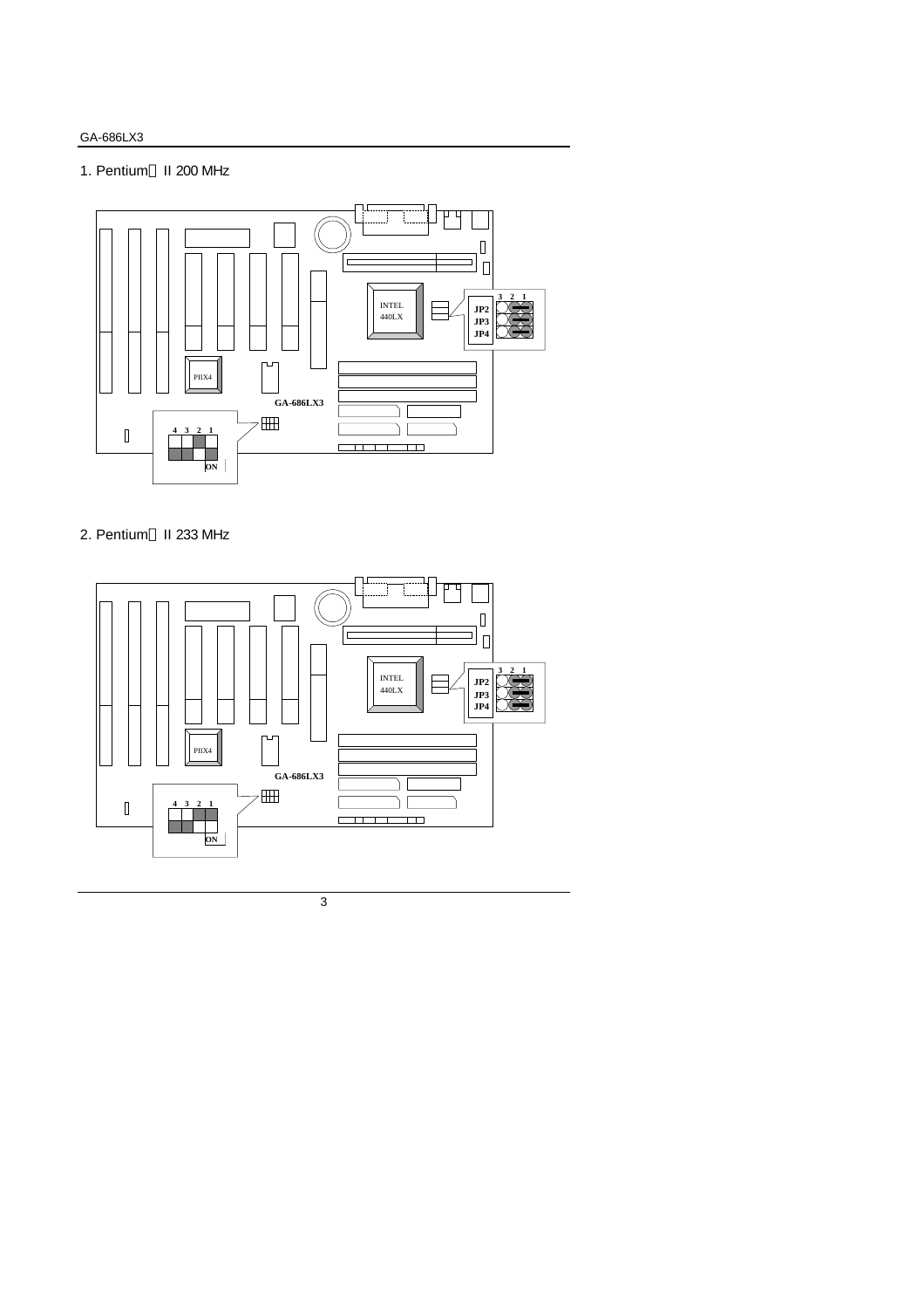1. Pentium® II 200 MHz

2. Pentium® II 233 MHz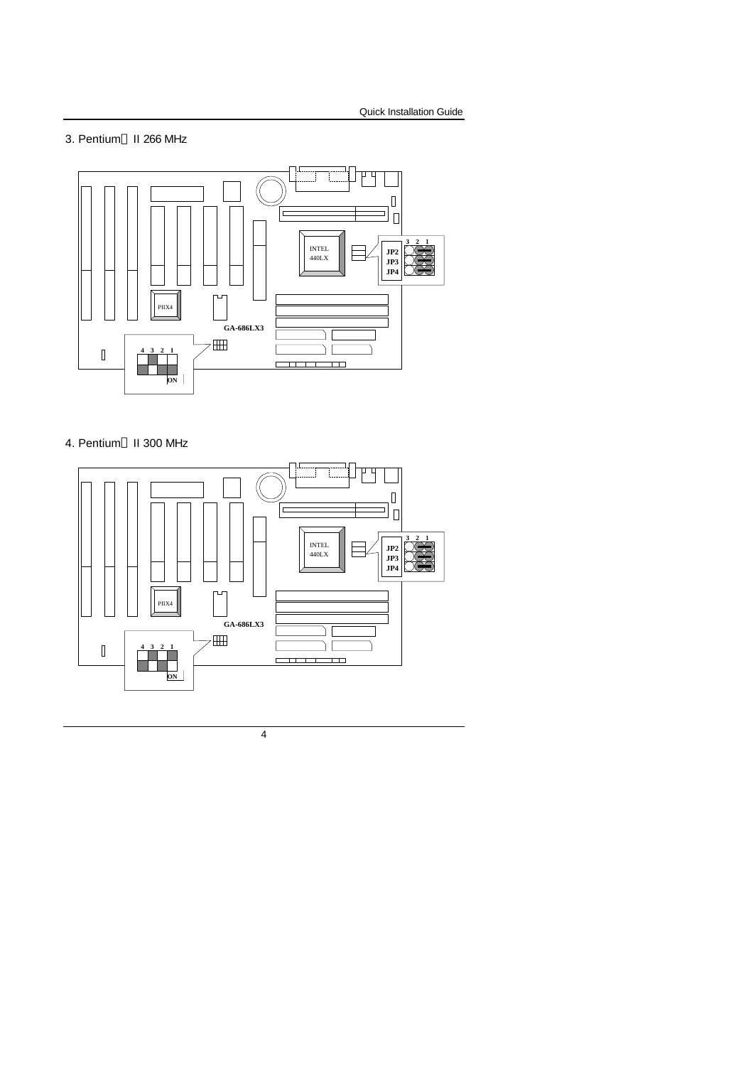3. Pentium® II 266 MHz

INTEL 440LX

JP2
JP3
JP4

3 2 1

PIIX4

GA-686LX3

4 3 2 1

ON

4. Pentium® II 300 MHz

INTEL 440LX

JP2
JP3
JP4

3 2 1

PIIX4

GA-686LX3

4 3 2 1

ON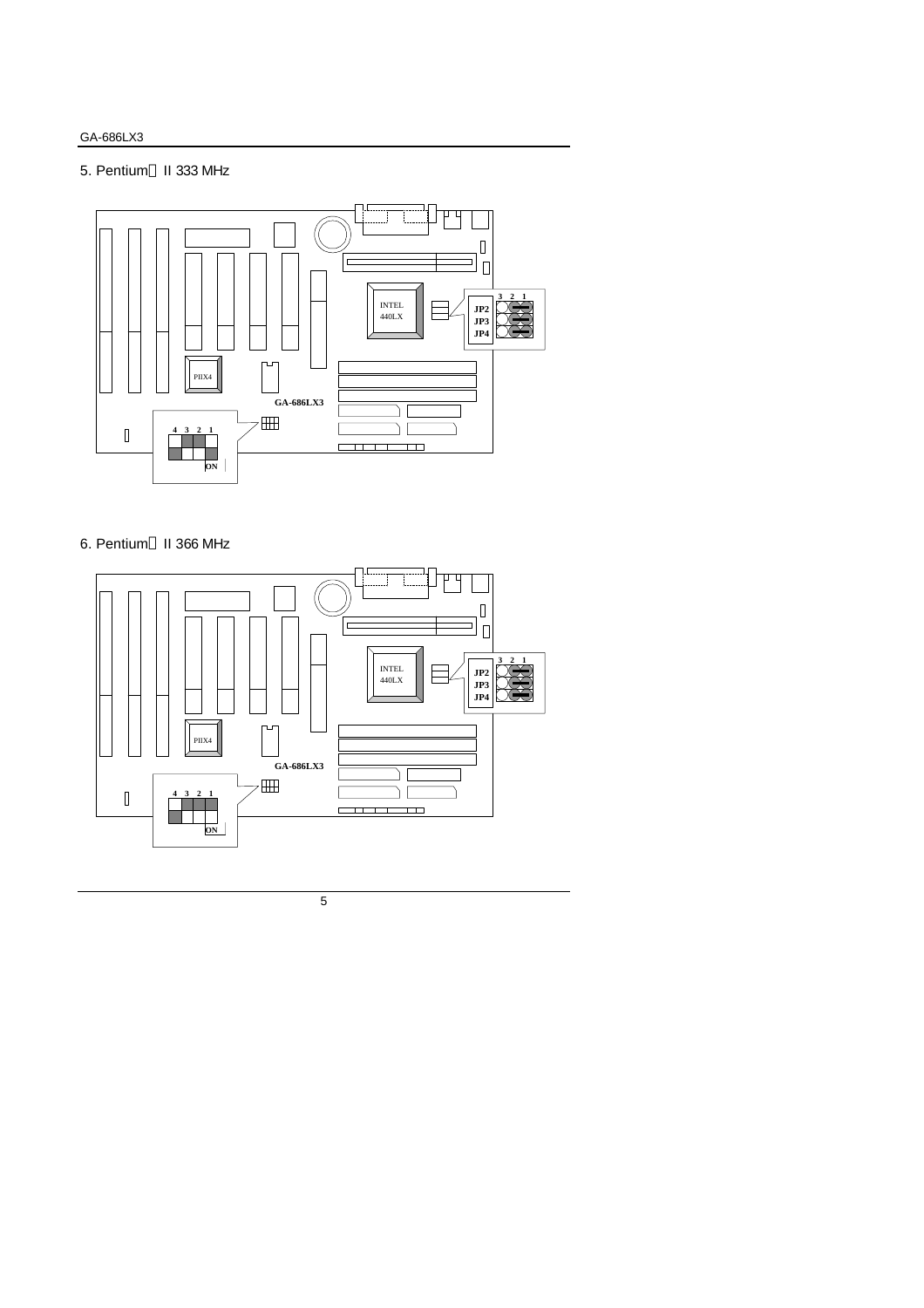5. Pentium® II 333 MHz

INTEL 440LX

JP2 JP3 JP4

3 2 1

PIIX4

GA-686LX3

4 3 2 1

ON

6. Pentium® II 366 MHz

INTEL 440LX

JP2 JP3 JP4

3 2 1

PIIX4

GA-686LX3

4 3 2 1

ON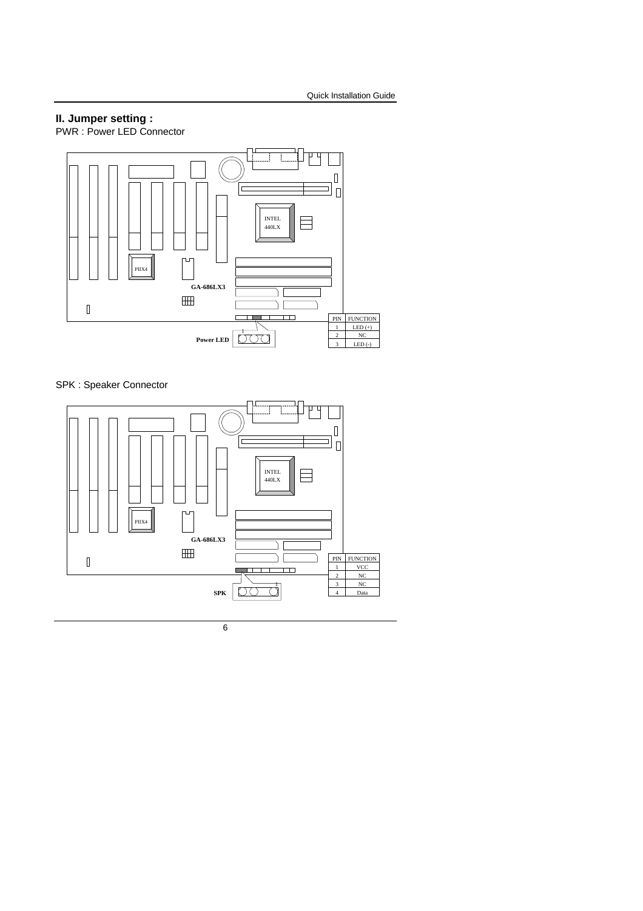## II. Jumper setting :

PWR : Power LED Connector

| PIN | FUNCTION |
| --- | --- |
| 1 | LED (+) |
| 2 | NC |
| 3 | LED (-) |

SPK : Speaker Connector

| PIN | FUNCTION |
| --- | --- |
| 1 | VCC |
| 2 | NC |
| 3 | NC |
| 4 | Data |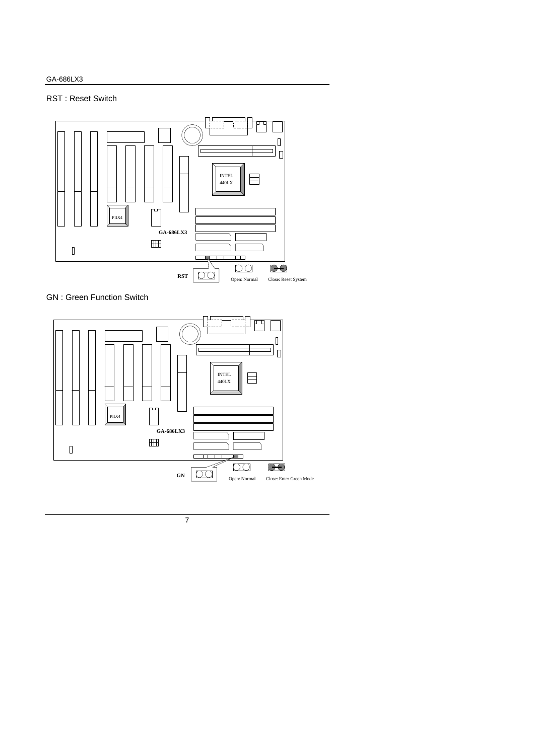## RST : Reset Switch

RST

Open: Normal

Close: Reset System

## GN : Green Function Switch

GN

Open: Normal

Close: Enter Green Mode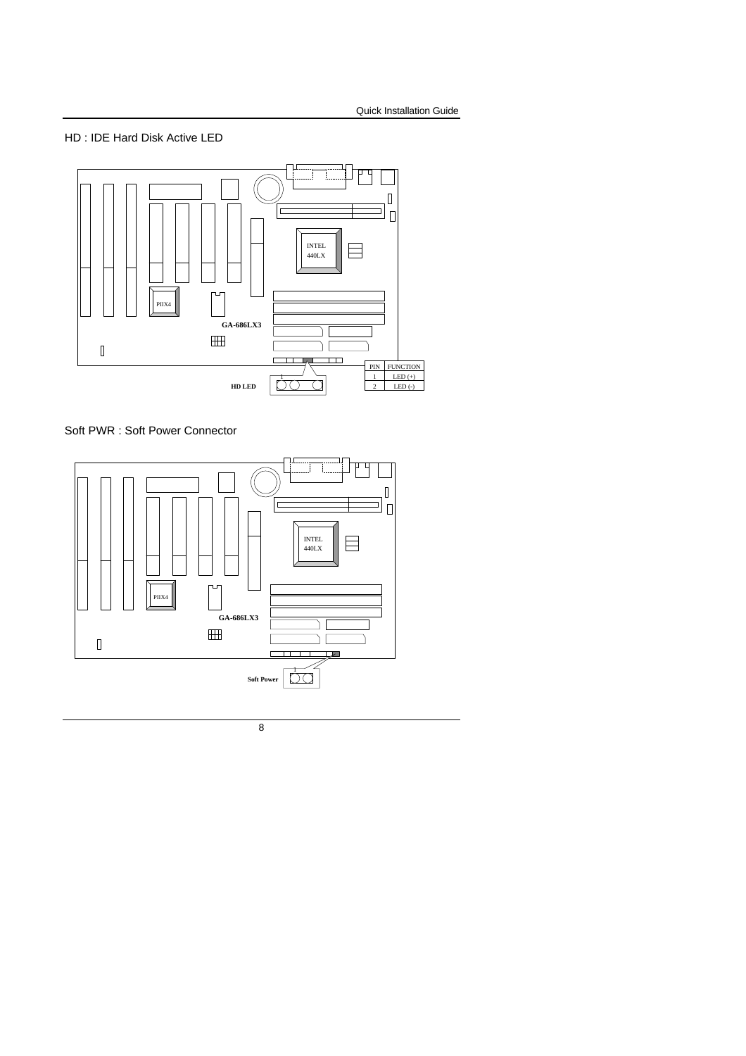HD : IDE Hard Disk Active LED

| PIN | FUNCTION |
|---|---|
| 1 | LED (+) |
| 2 | LED (-) |

Soft PWR : Soft Power Connector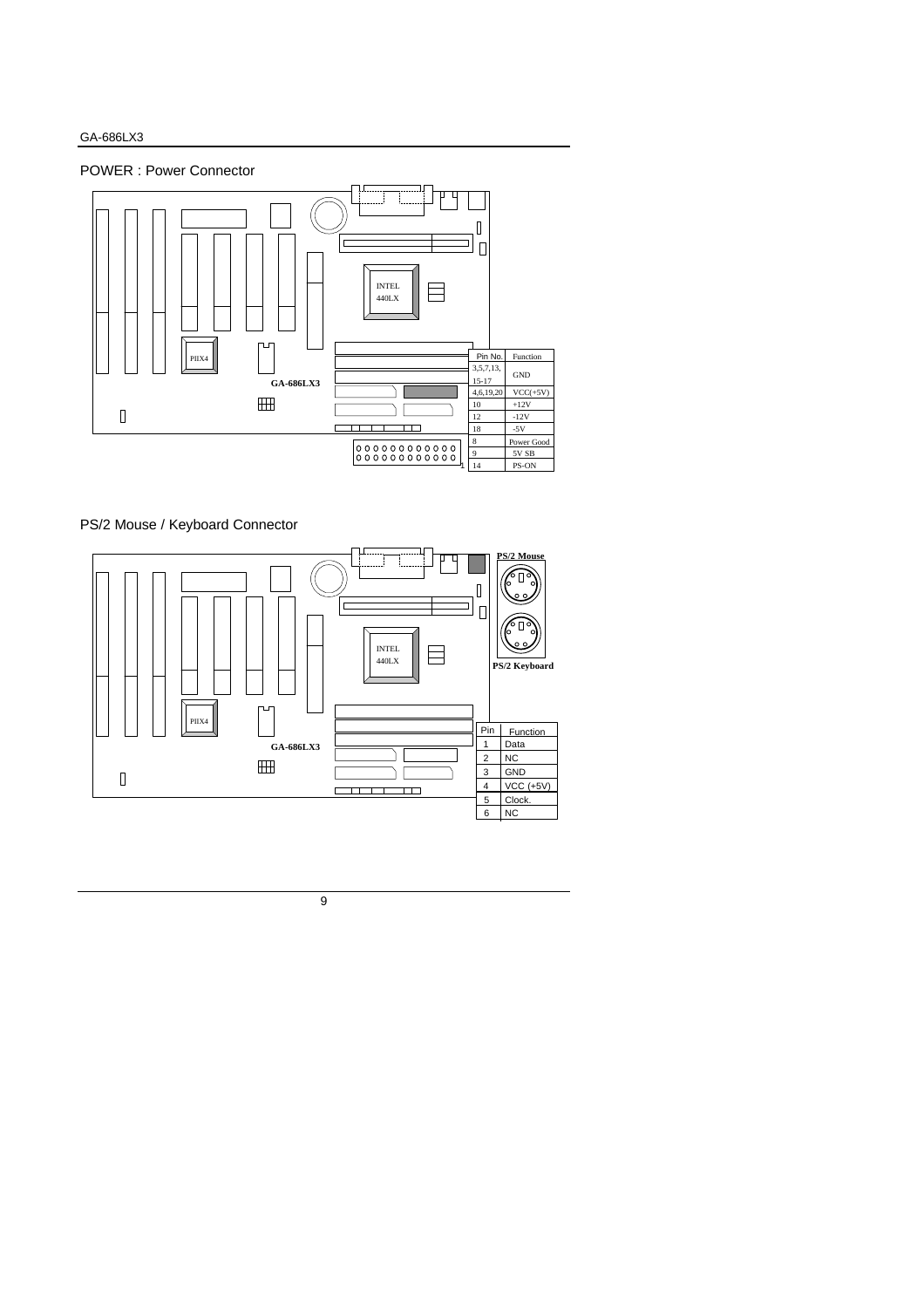## POWER : Power Connector

| Pin No. | Function |
| --- | --- |
| 3,5,7,13, 15-17 | GND |
| 4,6,19,20 | VCC(+5V) |
| 10 | +12V |
| 12 | -12V |
| 18 | -5V |
| 8 | Power Good |
| 9 | 5V SB |
| 14 | PS-ON |

## PS/2 Mouse / Keyboard Connector

PS/2 Mouse

PS/2 Keyboard

| Pin | Function |
| --- | --- |
| 1 | Data |
| 2 | NC |
| 3 | GND |
| 4 | VCC (+5V) |
| 5 | Clock. |
| 6 | NC |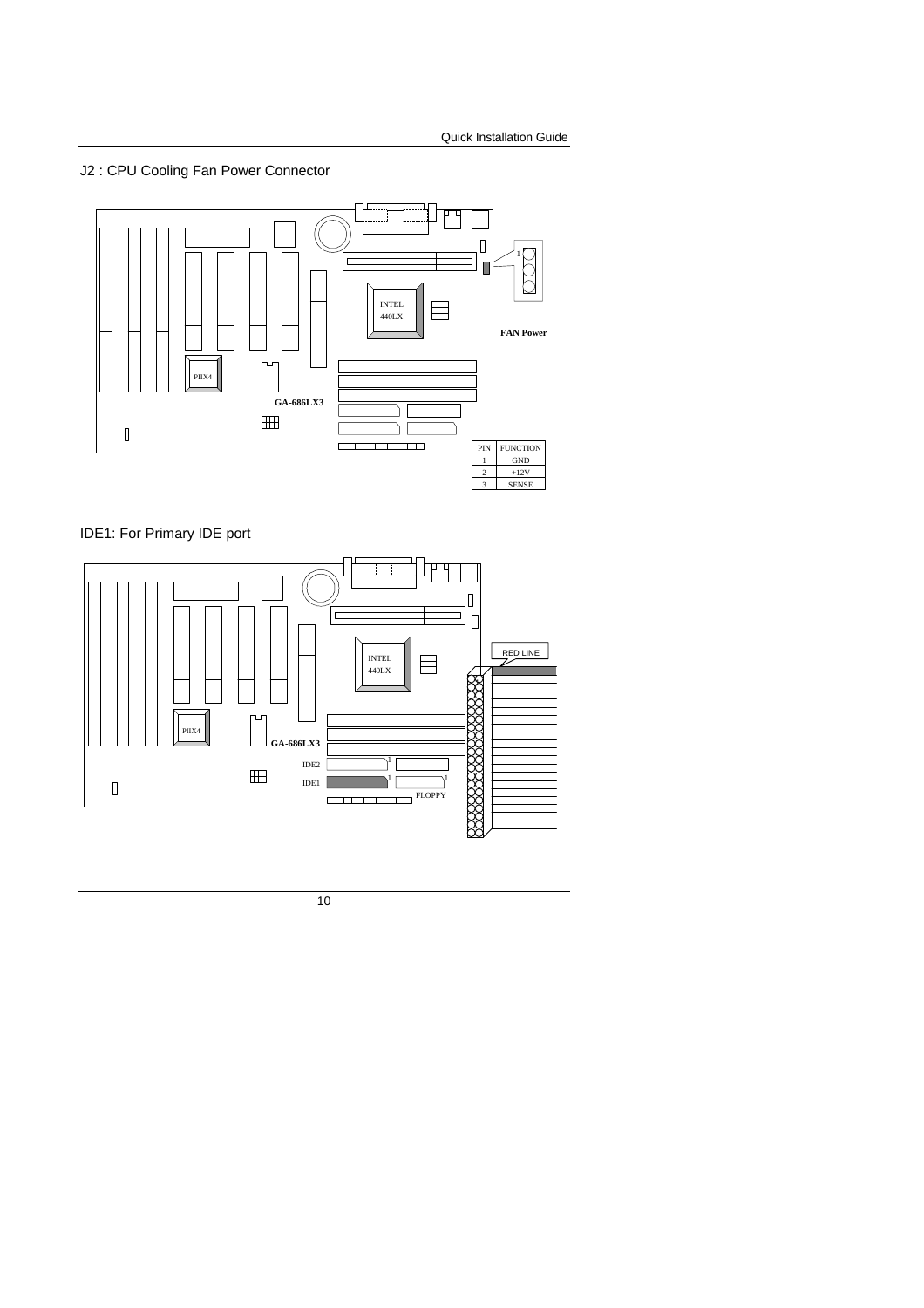J2 : CPU Cooling Fan Power Connector

FAN Power

| PIN | FUNCTION |
| --- | --- |
| 1 | GND |
| 2 | +12V |
| 3 | SENSE |

IDE1: For Primary IDE port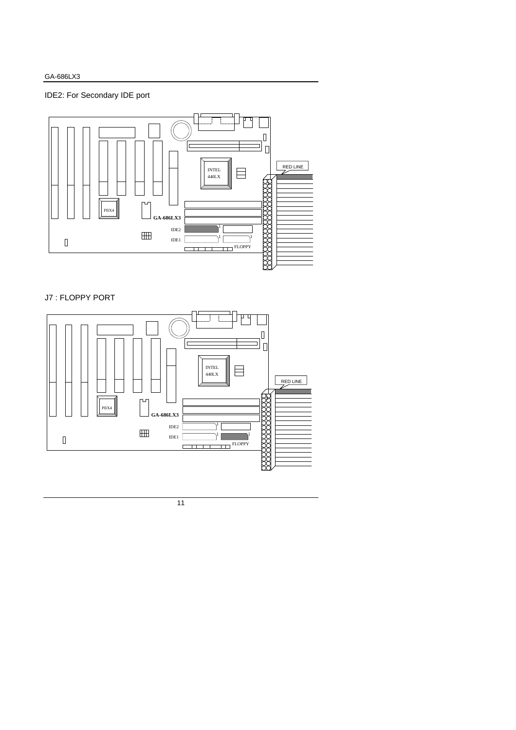IDE2: For Secondary IDE port

RED LINE

INTEL 440LX

PIIX4

GA-686LX3

IDE2

IDE1

FLOPPY

J7 : FLOPPY PORT

INTEL 440LX

RED LINE

PIIX4

GA-686LX3

IDE2

IDE1

FLOPPY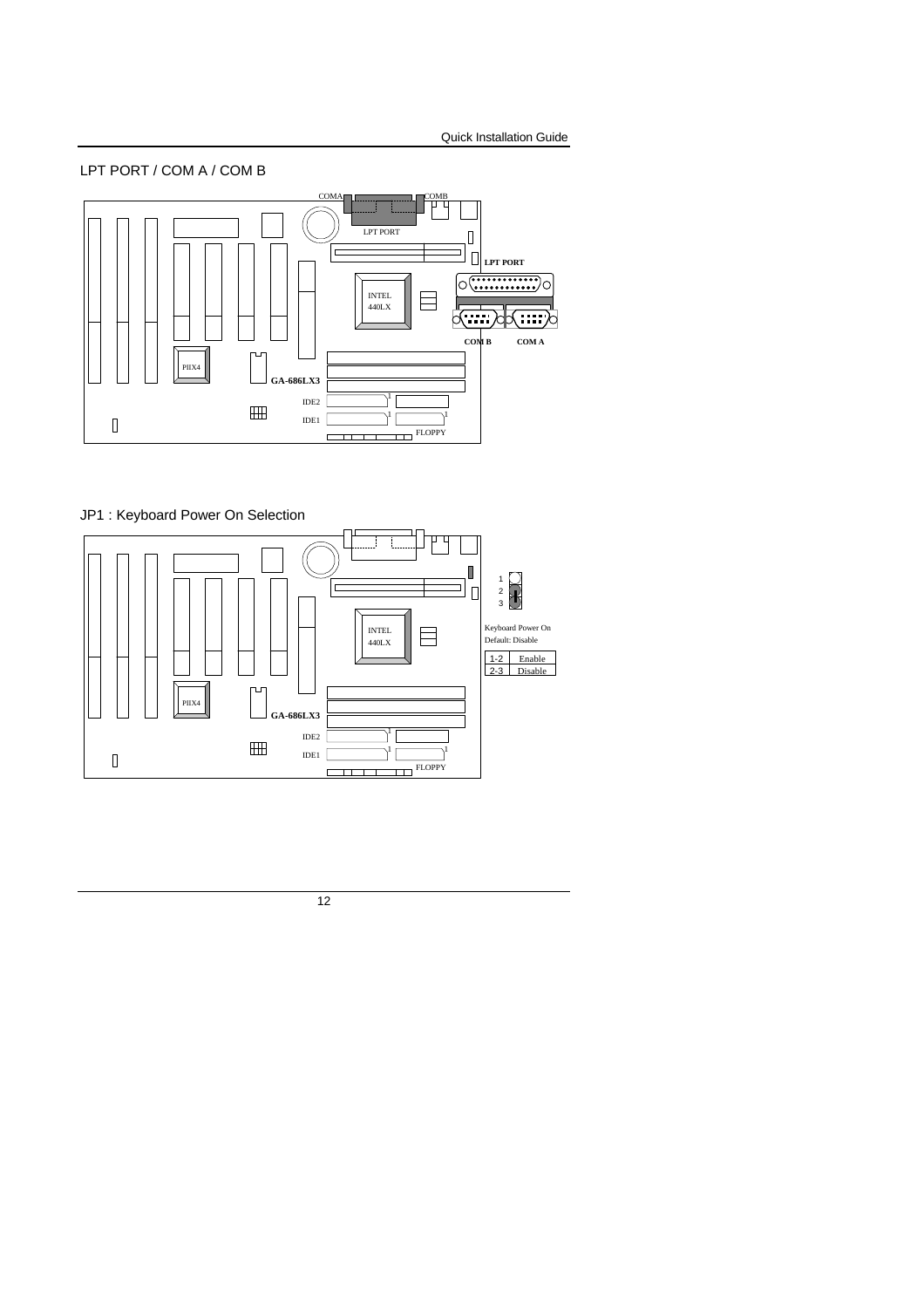## LPT PORT / COM A / COM B

COMA COMB

LPT PORT

INTEL 440LX

PIIX4

GA-686LX3

IDE2

IDE1

FLOPPY

LPT PORT

COM B COM A

## JP1 : Keyboard Power On Selection

INTEL 440LX

PIIX4

GA-686LX3

IDE2

IDE1

FLOPPY

1
2
3

Keyboard Power On
Default: Disable

| | |
|---|---|
| 1-2 | Enable |
| 2-3 | Disable |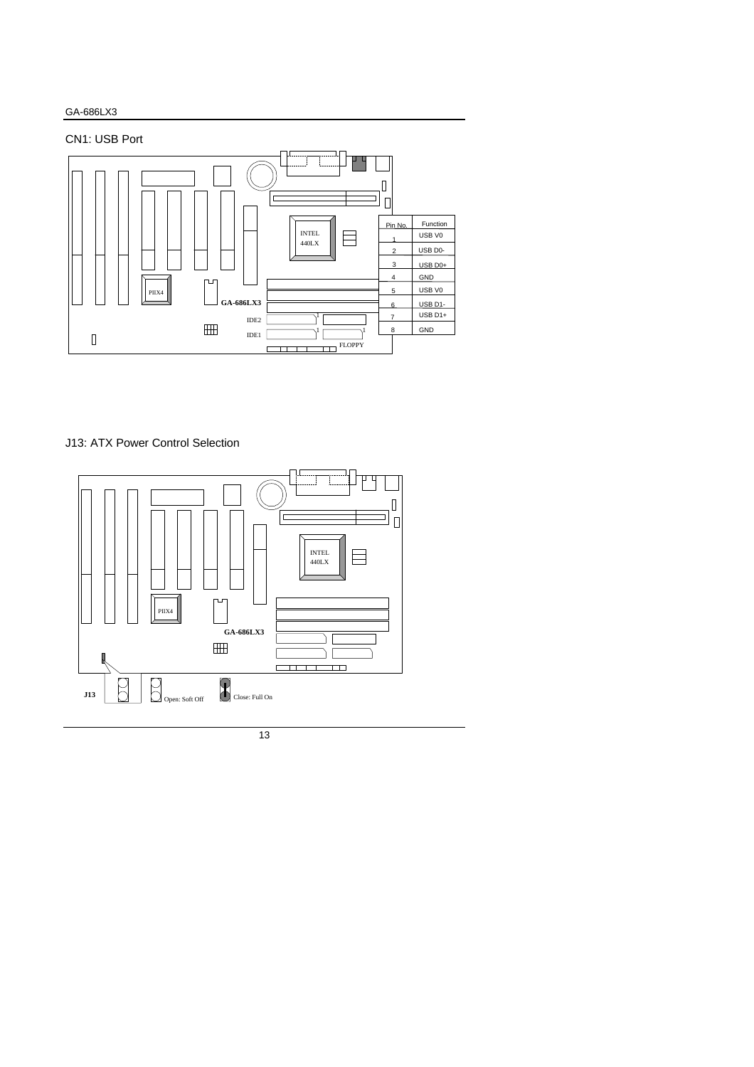## CN1: USB Port

| Pin No. | Function |
| --- | --- |
| 1 | USB V0 |
| 2 | USB D0- |
| 3 | USB D0+ |
| 4 | GND |
| 5 | USB V0 |
| 6 | USB D1- |
| 7 | USB D1+ |
| 8 | GND |

## J13: ATX Power Control Selection

J13

Open: Soft Off

Close: Full On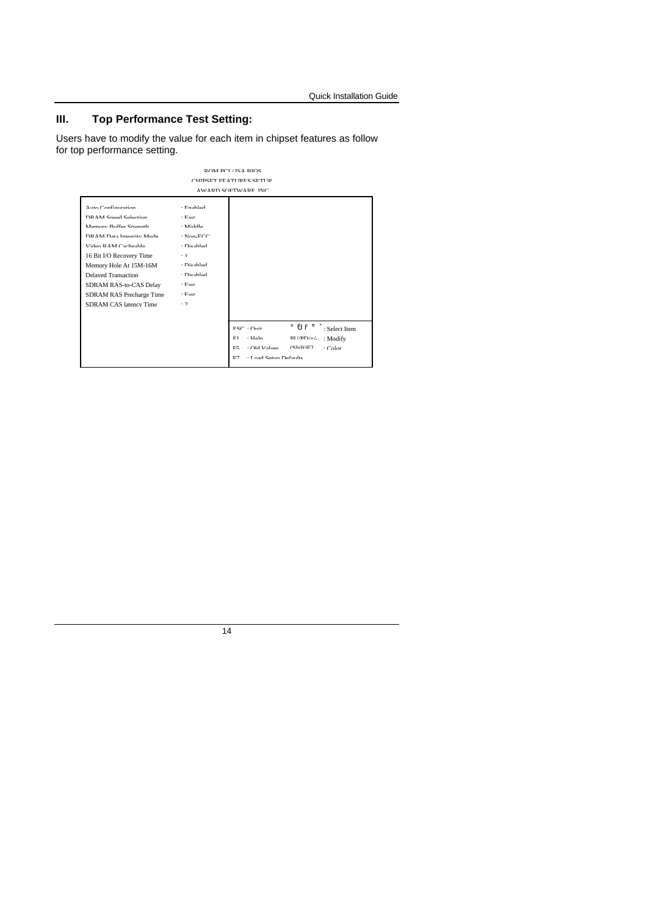## III. Top Performance Test Setting:

Users have to modify the value for each item in chipset features as follow for top performance setting.

ROM PCI / ISA BIOS
CHIPSET FEATURES SETUP
AWARD SOFTWARE, INC.

| | |
|---|---|
| Auto Configuration | : Enabled |
| DRAM Speed Selection | : Fast |
| Memory Buffer Strength | : Middle |
| DRAM Data Integrity Mode | : Non-ECC |
| Video RAM Cacheable | : Disabled |
| 16 Bit I/O Recovery Time | : 1 |
| Memory Hole At 15M-16M | : Disabled |
| Delayed Transaction | : Disabled |
| SDRAM RAS-to-CAS Delay | : Fast |
| SDRAM RAS Precharge Time | : Fast |
| SDRAM CAS latency Time | : 2 |

ESC : Quit ↑↓→← : Select Item
F1 : Help PU/PD/+/- : Modify
F5 : Old Values (Shift)F2 : Color
F7 : Load Setup Defaults